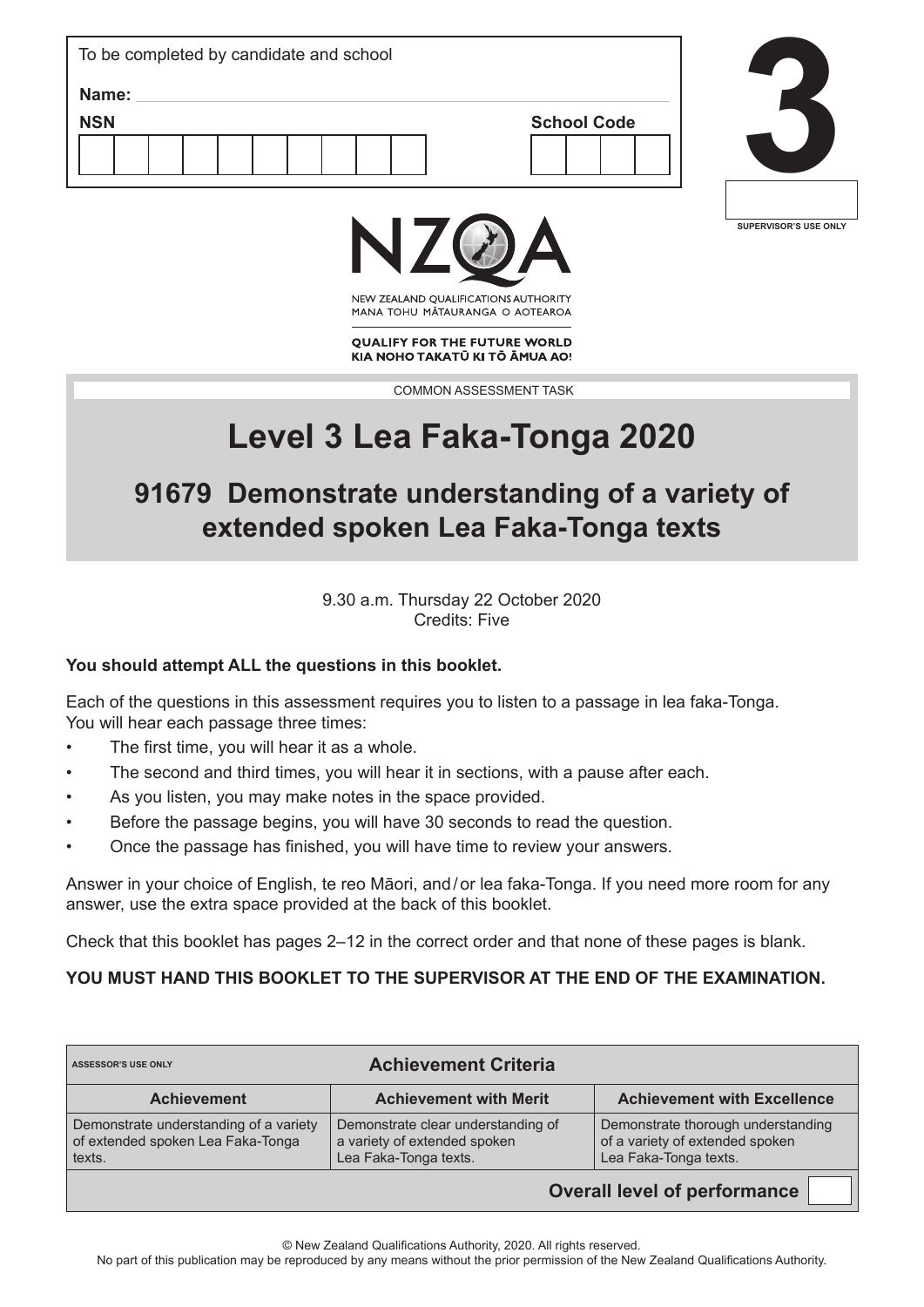To be completed by candidate and school

**Name:**

**NSN**

**School Code**

# 3

SUPERVISOR'S USE ONLY

NZQA

NEW ZEALAND QUALIFICATIONS AUTHORITY
MANA TOHU MĀTAURANGA O AOTEAROA

**QUALIFY FOR THE FUTURE WORLD**
**KIA NOHO TAKATŪ KI TŌ ĀMUA AO!**

COMMON ASSESSMENT TASK

# Level 3 Lea Faka-Tonga 2020

## 91679 Demonstrate understanding of a variety of extended spoken Lea Faka-Tonga texts

9.30 a.m. Thursday 22 October 2020
Credits: Five

**You should attempt ALL the questions in this booklet.**

Each of the questions in this assessment requires you to listen to a passage in lea faka-Tonga. You will hear each passage three times:

- The first time, you will hear it as a whole.
- The second and third times, you will hear it in sections, with a pause after each.
- As you listen, you may make notes in the space provided.
- Before the passage begins, you will have 30 seconds to read the question.
- Once the passage has finished, you will have time to review your answers.

Answer in your choice of English, te reo Māori, and/or lea faka-Tonga. If you need more room for any answer, use the extra space provided at the back of this booklet.

Check that this booklet has pages 2–12 in the correct order and that none of these pages is blank.

**YOU MUST HAND THIS BOOKLET TO THE SUPERVISOR AT THE END OF THE EXAMINATION.**

| ASSESSOR'S USE ONLY | **Achievement Criteria** | |
|---|---|---|
| **Achievement** | **Achievement with Merit** | **Achievement with Excellence** |
| Demonstrate understanding of a variety of extended spoken Lea Faka-Tonga texts. | Demonstrate clear understanding of a variety of extended spoken Lea Faka-Tonga texts. | Demonstrate thorough understanding of a variety of extended spoken Lea Faka-Tonga texts. |
| | | **Overall level of performance** |

© New Zealand Qualifications Authority, 2020. All rights reserved.
No part of this publication may be reproduced by any means without the prior permission of the New Zealand Qualifications Authority.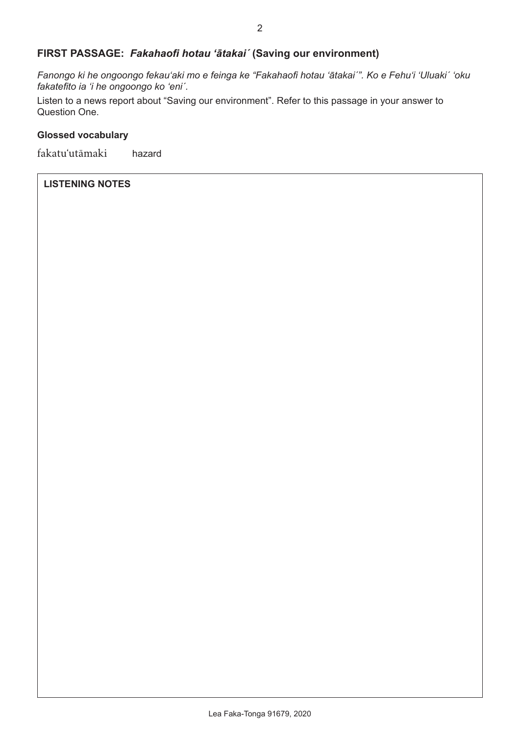## FIRST PASSAGE: *Fakahaofi hotau ʻātakai´* (Saving our environment)

*Fanongo ki he ongoongo fekauʻaki mo e feinga ke "Fakahaofi hotau ʻātakai´". Ko e Fehuʻi ʻUluaki´ ʻoku fakatefito ia ʻi he ongoongo ko ʻeni´.*

Listen to a news report about "Saving our environment". Refer to this passage in your answer to Question One.

**Glossed vocabulary**

fakatuʻutāmaki hazard

**LISTENING NOTES**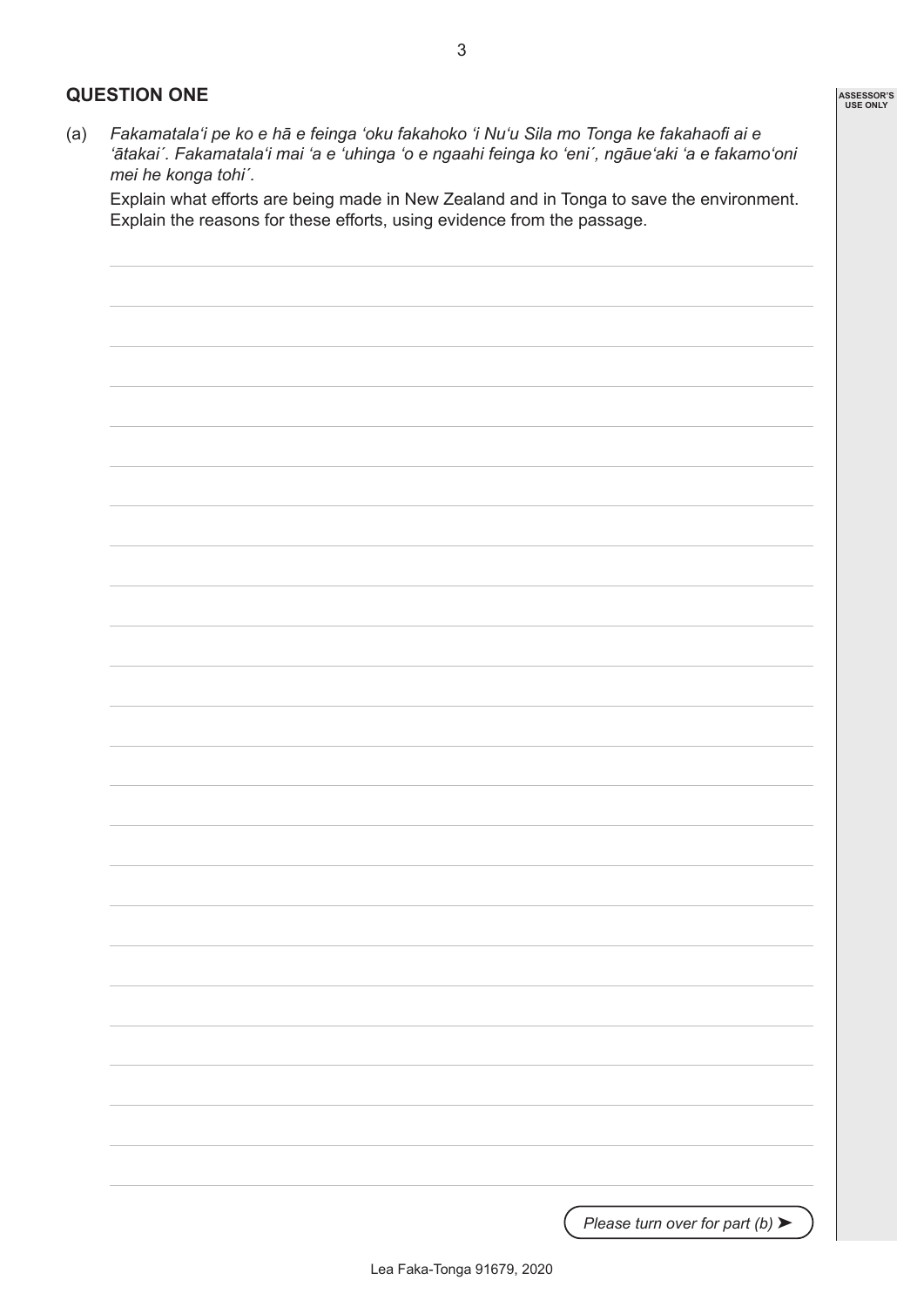## QUESTION ONE

(a) *Fakamatalaʻi pe ko e hā e feinga ʻoku fakahoko ʻi Nuʻu Sila mo Tonga ke fakahaofi ai e ʻātakai´. Fakamatalaʻi mai ʻa e ʻuhinga ʻo e ngaahi feinga ko ʻeni´, ngāueʻaki ʻa e fakamoʻoni mei he konga tohi´.*

Explain what efforts are being made in New Zealand and in Tonga to save the environment. Explain the reasons for these efforts, using evidence from the passage.

*Please turn over for part (b)* ➤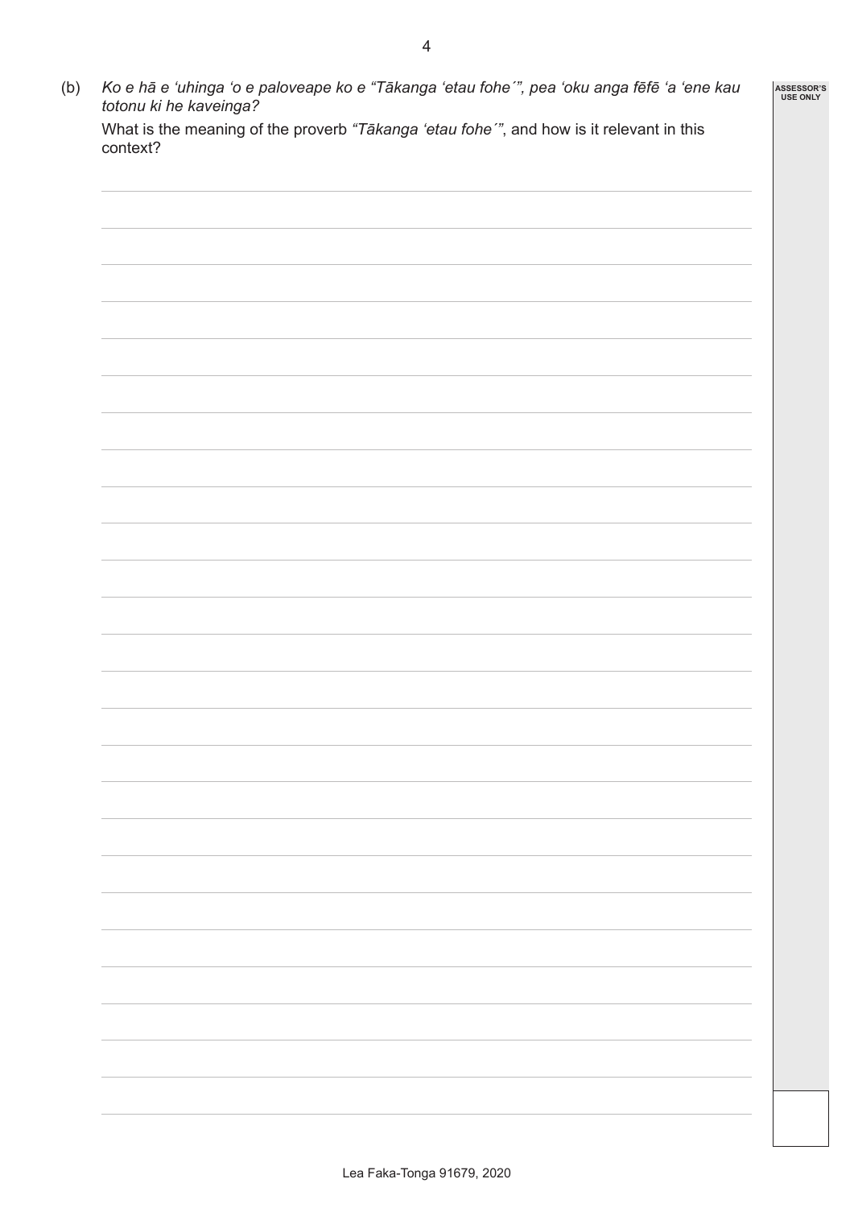(b) *Ko e hā e ʻuhinga ʻo e paloveape ko e "Tākanga ʻetau fohe´", pea ʻoku anga fēfē ʻa ʻene kau totonu ki he kaveinga?*

What is the meaning of the proverb *"Tākanga ʻetau fohe´"*, and how is it relevant in this context?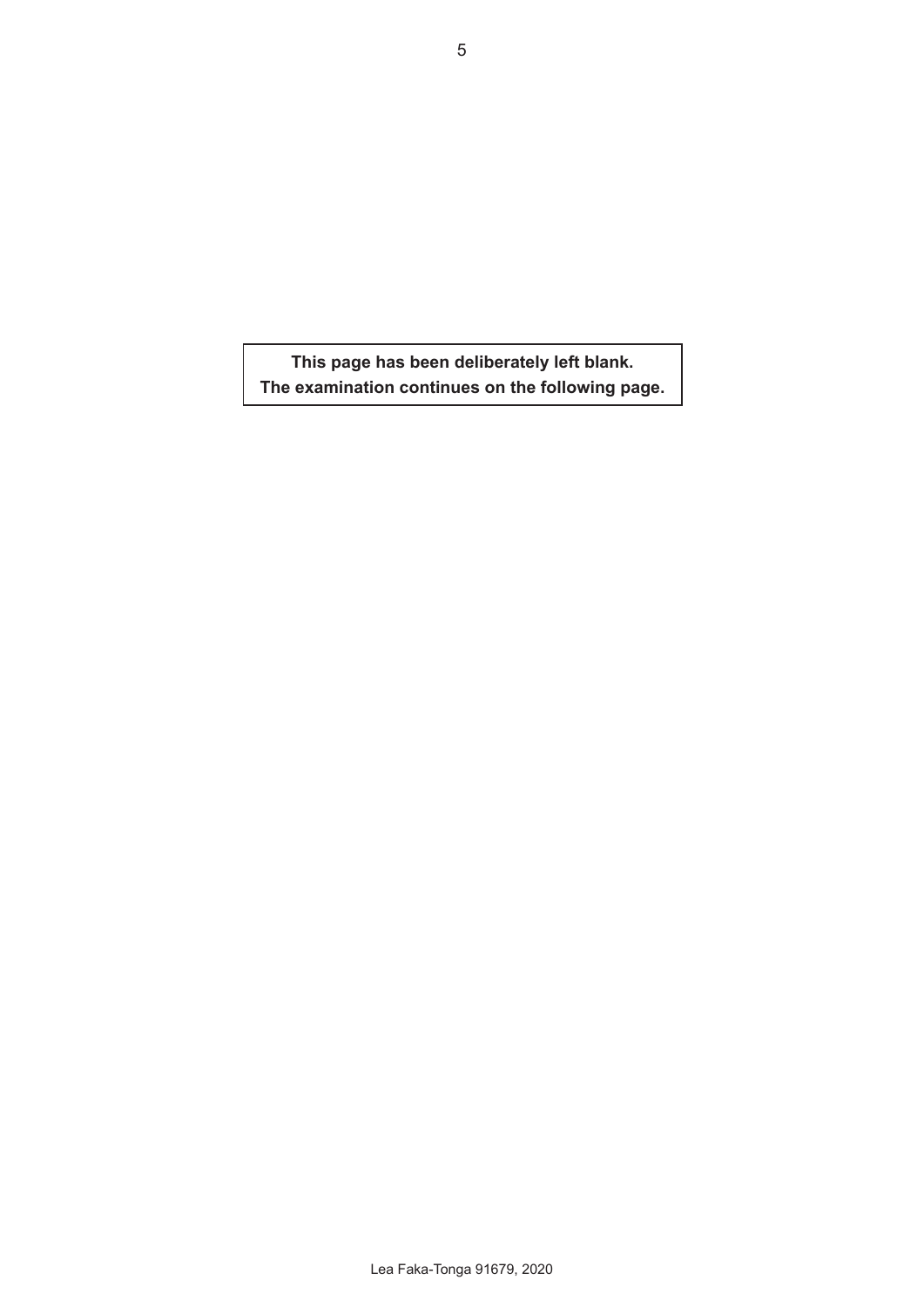**This page has been deliberately left blank.**
**The examination continues on the following page.**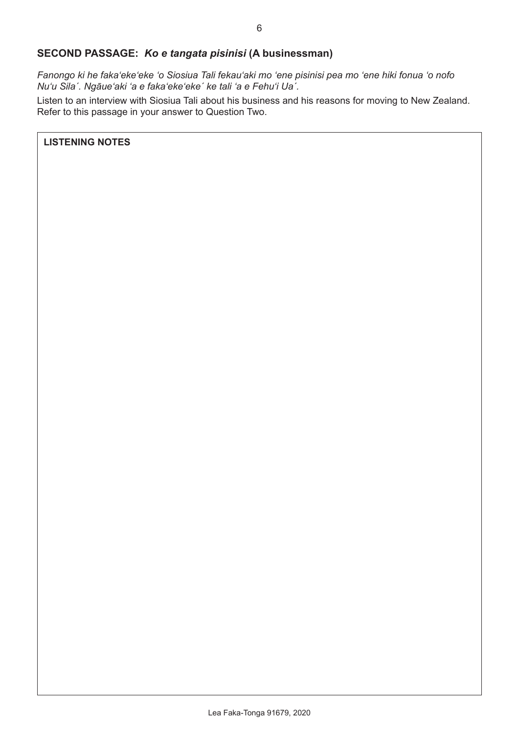## SECOND PASSAGE: *Ko e tangata pisinisi* (A businessman)

*Fanongo ki he faka'eke'eke 'o Siosiua Tali fekau'aki mo 'ene pisinisi pea mo 'ene hiki fonua 'o nofo Nu'u Sila´. Ngāue'aki 'a e faka'eke'eke´ ke tali 'a e Fehu'i Ua´.*

Listen to an interview with Siosiua Tali about his business and his reasons for moving to New Zealand. Refer to this passage in your answer to Question Two.

**LISTENING NOTES**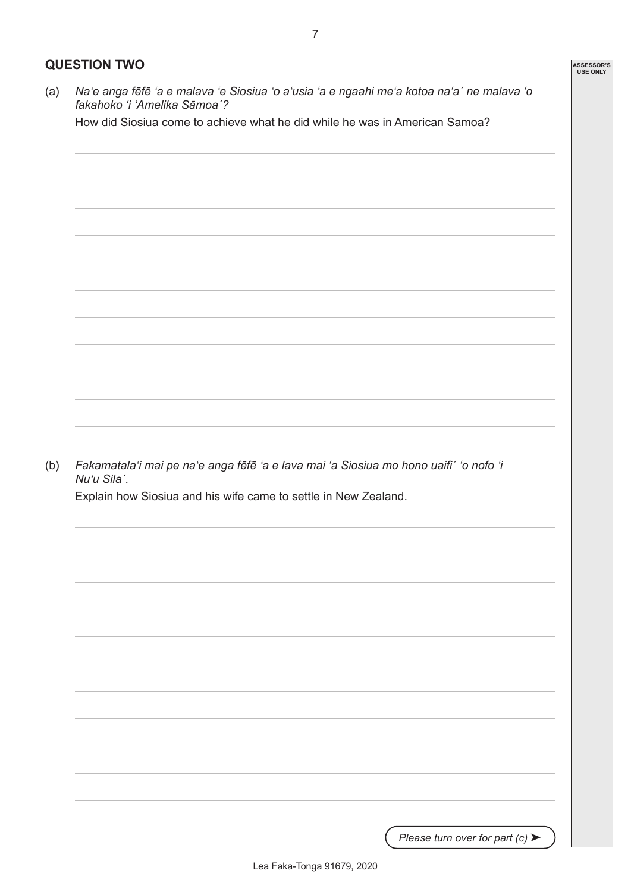## QUESTION TWO

(a) *Na'e anga fēfē 'a e malava 'e Siosiua 'o a'usia 'a e ngaahi me'a kotoa na'a´ ne malava 'o fakahoko 'i 'Amelika Sāmoa´?*

How did Siosiua come to achieve what he did while he was in American Samoa?

(b) *Fakamatala'i mai pe na'e anga fēfē 'a e lava mai 'a Siosiua mo hono uaifi´ 'o nofo 'i Nu'u Sila´.*

Explain how Siosiua and his wife came to settle in New Zealand.

*Please turn over for part (c)* ➤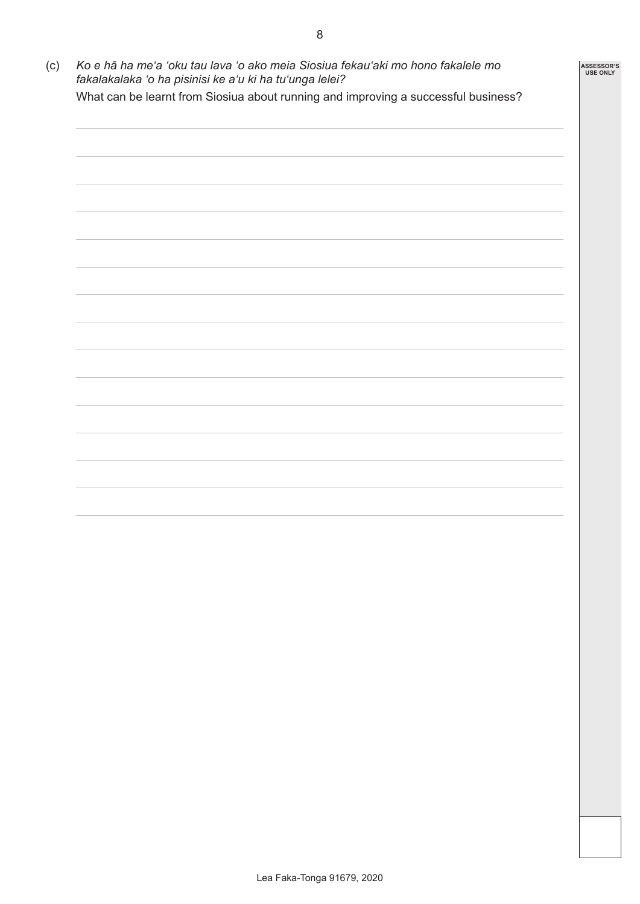(c) *Ko e hā ha meʻa ʻoku tau lava ʻo ako meia Siosiua fekauʻaki mo hono fakalele mo fakalakalaka ʻo ha pisinisi ke aʻu ki ha tuʻunga lelei?*

What can be learnt from Siosiua about running and improving a successful business?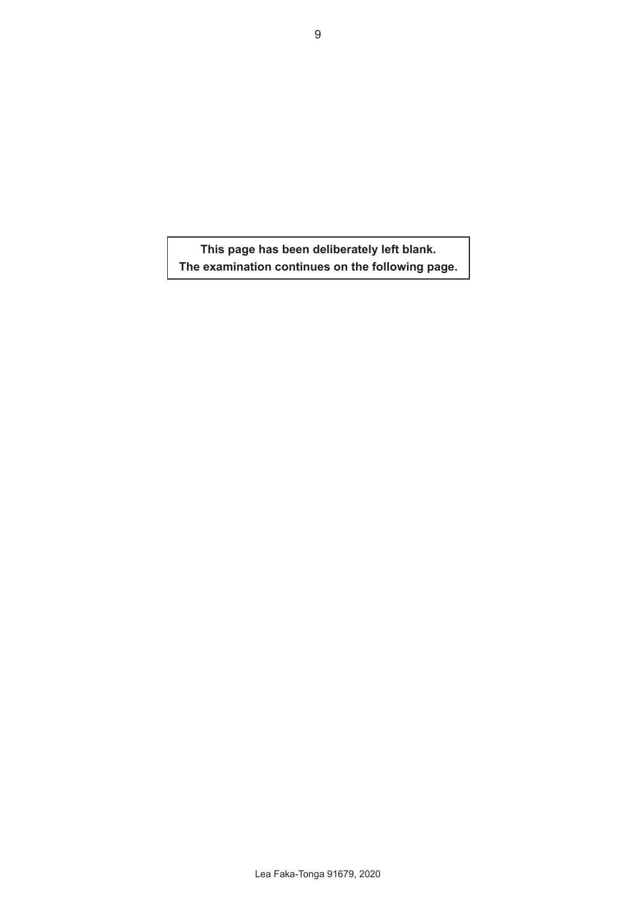**This page has been deliberately left blank.**
**The examination continues on the following page.**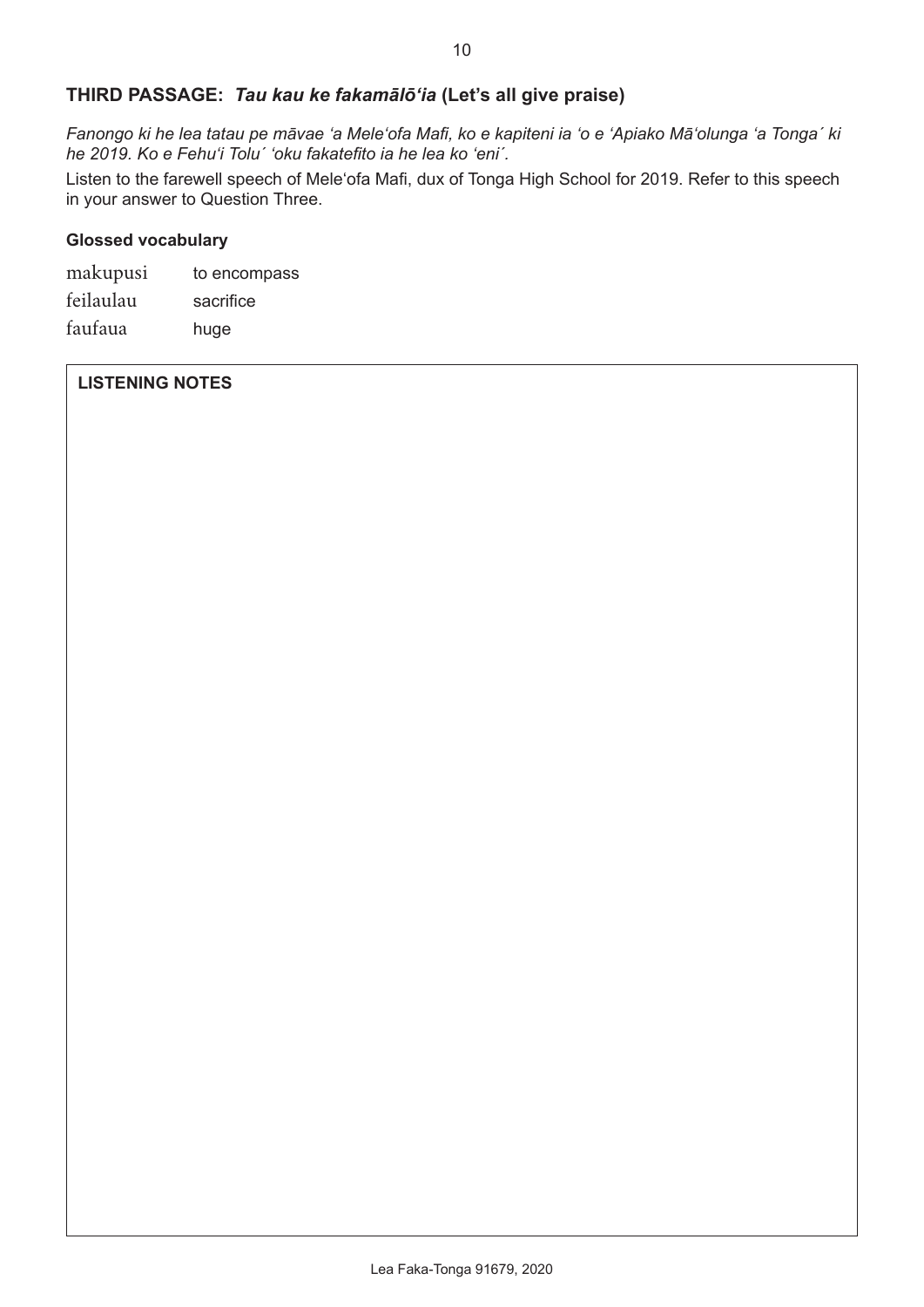## THIRD PASSAGE: *Tau kau ke fakamālōʻia* (Let's all give praise)

*Fanongo ki he lea tatau pe māvae ʻa Meleʻofa Mafi, ko e kapiteni ia ʻo e ʻApiako Māʻolunga ʻa Tonga´ ki he 2019. Ko e Fehuʻi Tolu´ ʻoku fakatefito ia he lea ko ʻeni´.*

Listen to the farewell speech of Meleʻofa Mafi, dux of Tonga High School for 2019. Refer to this speech in your answer to Question Three.

### Glossed vocabulary

| | |
|---|---|
| makupusi | to encompass |
| feilaulau | sacrifice |
| faufaua | huge |

**LISTENING NOTES**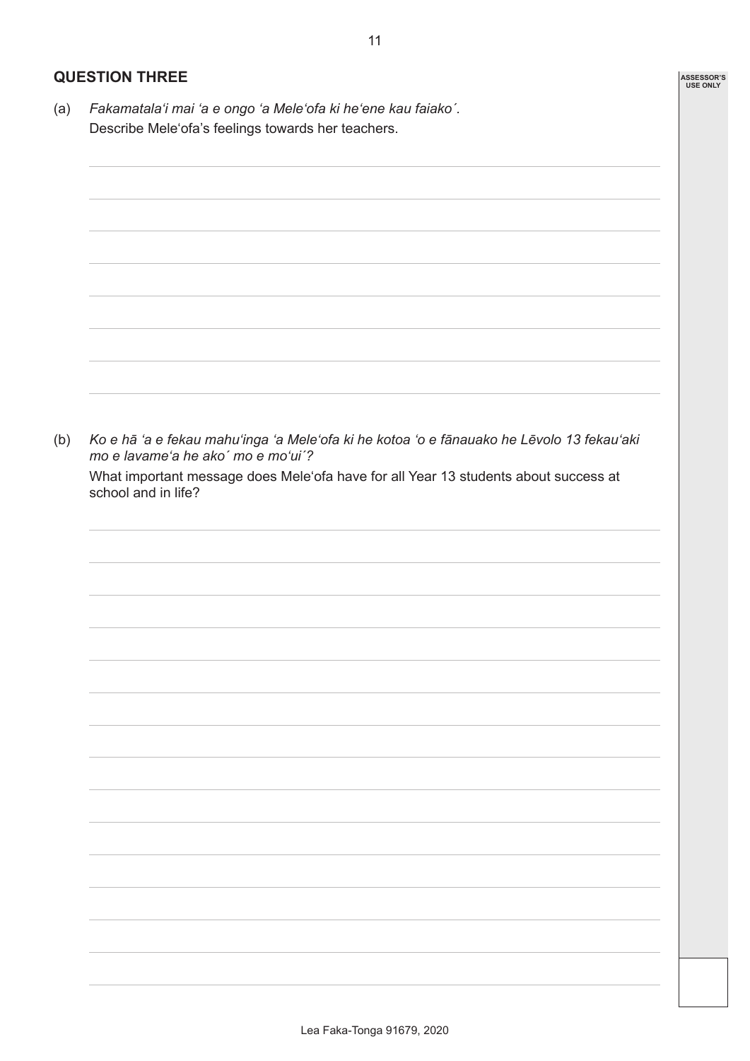## QUESTION THREE

(a) *Fakamatala'i mai 'a e ongo 'a Mele'ofa ki he'ene kau faiako´.*

Describe Mele'ofa's feelings towards her teachers.

(b) *Ko e hā 'a e fekau mahu'inga 'a Mele'ofa ki he kotoa 'o e fānauako he Lēvolo 13 fekau'aki mo e lavame'a he ako´ mo e mo'ui´?*

What important message does Mele'ofa have for all Year 13 students about success at school and in life?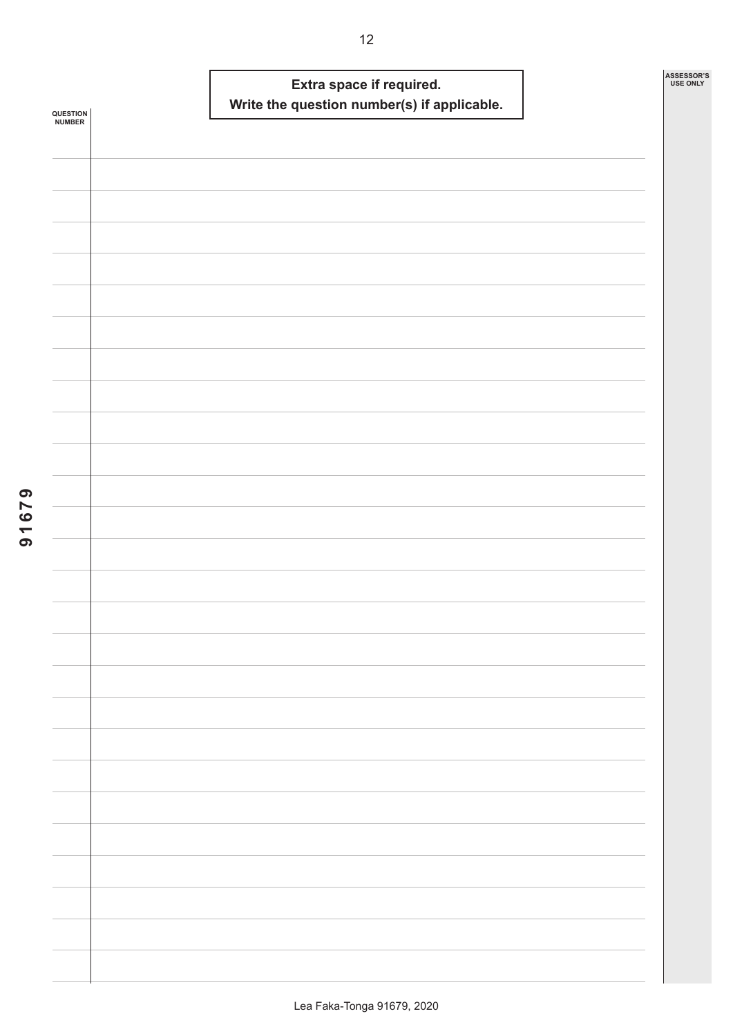**Extra space if required.**
**Write the question number(s) if applicable.**

QUESTION NUMBER

ASSESSOR'S USE ONLY